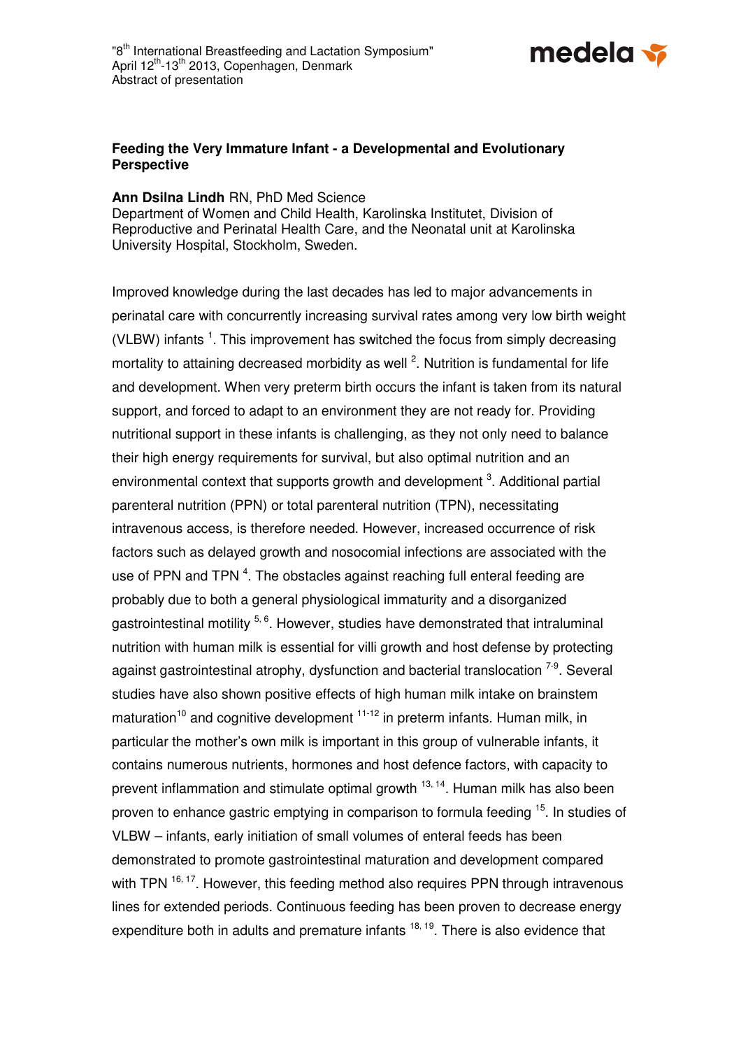"8th International Breastfeeding and Lactation Symposium"
April 12th-13th 2013, Copenhagen, Denmark
Abstract of presentation

**Feeding the Very Immature Infant - a Developmental and Evolutionary Perspective**

**Ann Dsilna Lindh** RN, PhD Med Science
Department of Women and Child Health, Karolinska Institutet, Division of Reproductive and Perinatal Health Care, and the Neonatal unit at Karolinska University Hospital, Stockholm, Sweden.

Improved knowledge during the last decades has led to major advancements in perinatal care with concurrently increasing survival rates among very low birth weight (VLBW) infants [1]. This improvement has switched the focus from simply decreasing mortality to attaining decreased morbidity as well [2]. Nutrition is fundamental for life and development. When very preterm birth occurs the infant is taken from its natural support, and forced to adapt to an environment they are not ready for. Providing nutritional support in these infants is challenging, as they not only need to balance their high energy requirements for survival, but also optimal nutrition and an environmental context that supports growth and development [3]. Additional partial parenteral nutrition (PPN) or total parenteral nutrition (TPN), necessitating intravenous access, is therefore needed. However, increased occurrence of risk factors such as delayed growth and nosocomial infections are associated with the use of PPN and TPN [4]. The obstacles against reaching full enteral feeding are probably due to both a general physiological immaturity and a disorganized gastrointestinal motility [5, 6]. However, studies have demonstrated that intraluminal nutrition with human milk is essential for villi growth and host defense by protecting against gastrointestinal atrophy, dysfunction and bacterial translocation [7-9]. Several studies have also shown positive effects of high human milk intake on brainstem maturation[10] and cognitive development [11-12] in preterm infants. Human milk, in particular the mother's own milk is important in this group of vulnerable infants, it contains numerous nutrients, hormones and host defence factors, with capacity to prevent inflammation and stimulate optimal growth [13, 14]. Human milk has also been proven to enhance gastric emptying in comparison to formula feeding [15]. In studies of VLBW – infants, early initiation of small volumes of enteral feeds has been demonstrated to promote gastrointestinal maturation and development compared with TPN [16, 17]. However, this feeding method also requires PPN through intravenous lines for extended periods. Continuous feeding has been proven to decrease energy expenditure both in adults and premature infants [18, 19]. There is also evidence that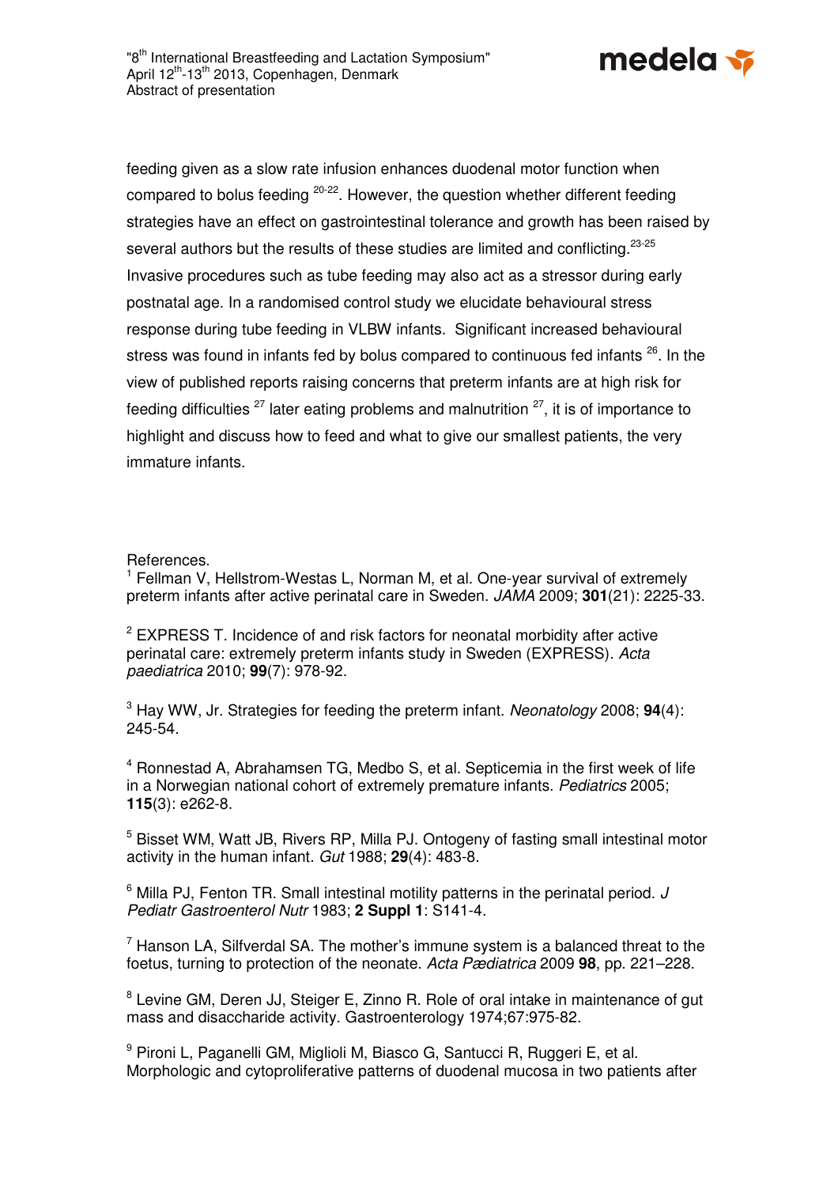feeding given as a slow rate infusion enhances duodenal motor function when compared to bolus feeding [20-22]. However, the question whether different feeding strategies have an effect on gastrointestinal tolerance and growth has been raised by several authors but the results of these studies are limited and conflicting.[23-25] Invasive procedures such as tube feeding may also act as a stressor during early postnatal age. In a randomised control study we elucidate behavioural stress response during tube feeding in VLBW infants. Significant increased behavioural stress was found in infants fed by bolus compared to continuous fed infants [26]. In the view of published reports raising concerns that preterm infants are at high risk for feeding difficulties [27] later eating problems and malnutrition [27], it is of importance to highlight and discuss how to feed and what to give our smallest patients, the very immature infants.

References.

[1] Fellman V, Hellstrom-Westas L, Norman M, et al. One-year survival of extremely preterm infants after active perinatal care in Sweden. *JAMA* 2009; **301**(21): 2225-33.

[2] EXPRESS T. Incidence of and risk factors for neonatal morbidity after active perinatal care: extremely preterm infants study in Sweden (EXPRESS). *Acta paediatrica* 2010; **99**(7): 978-92.

[3] Hay WW, Jr. Strategies for feeding the preterm infant. *Neonatology* 2008; **94**(4): 245-54.

[4] Ronnestad A, Abrahamsen TG, Medbo S, et al. Septicemia in the first week of life in a Norwegian national cohort of extremely premature infants. *Pediatrics* 2005; **115**(3): e262-8.

[5] Bisset WM, Watt JB, Rivers RP, Milla PJ. Ontogeny of fasting small intestinal motor activity in the human infant. *Gut* 1988; **29**(4): 483-8.

[6] Milla PJ, Fenton TR. Small intestinal motility patterns in the perinatal period. *J Pediatr Gastroenterol Nutr* 1983; **2 Suppl 1**: S141-4.

[7] Hanson LA, Silfverdal SA. The mother's immune system is a balanced threat to the foetus, turning to protection of the neonate. *Acta Pædiatrica* 2009 **98**, pp. 221–228.

[8] Levine GM, Deren JJ, Steiger E, Zinno R. Role of oral intake in maintenance of gut mass and disaccharide activity. Gastroenterology 1974;67:975-82.

[9] Pironi L, Paganelli GM, Miglioli M, Biasco G, Santucci R, Ruggeri E, et al. Morphologic and cytoproliferative patterns of duodenal mucosa in two patients after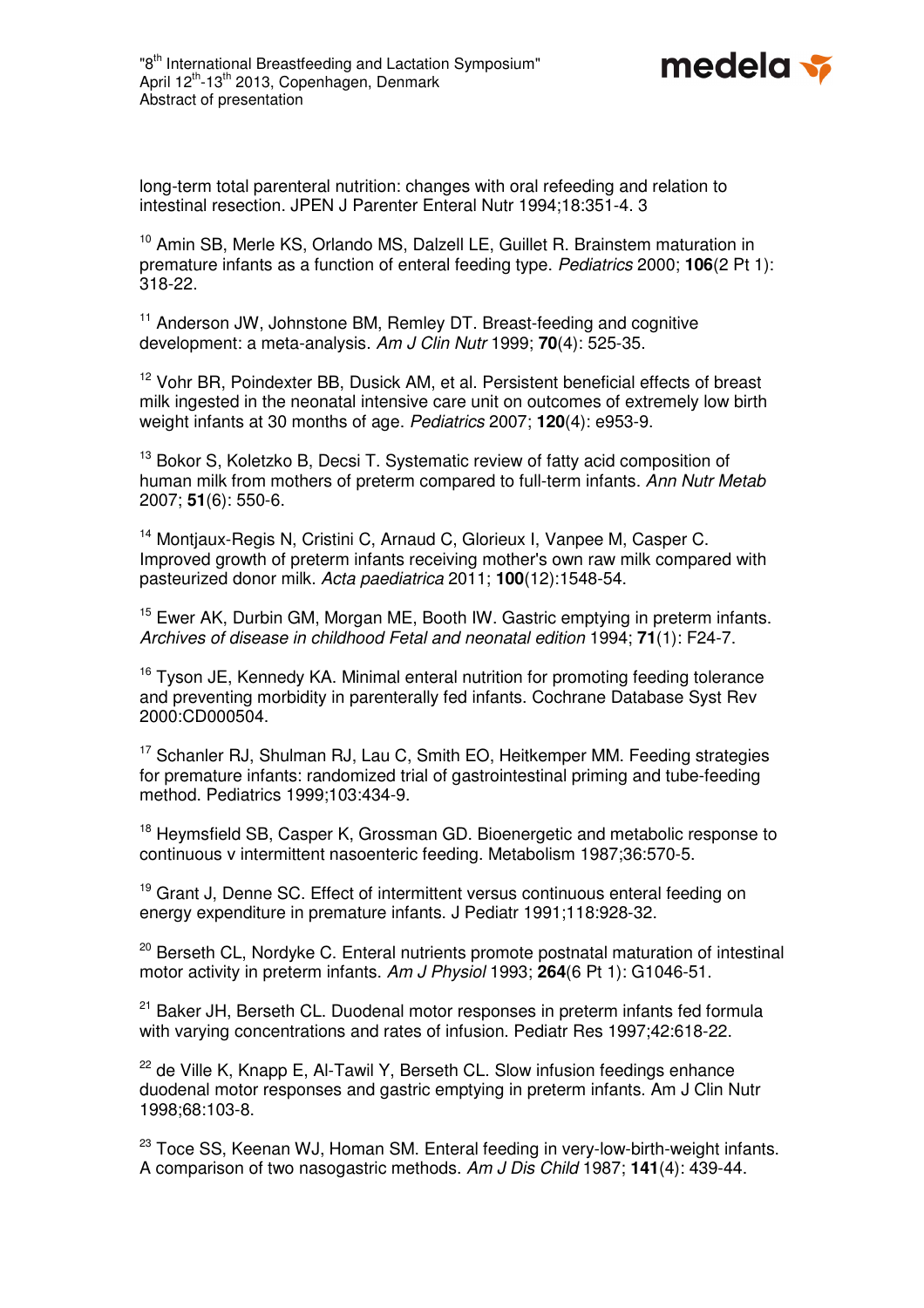long-term total parenteral nutrition: changes with oral refeeding and relation to intestinal resection. JPEN J Parenter Enteral Nutr 1994;18:351-4. 3

[10] Amin SB, Merle KS, Orlando MS, Dalzell LE, Guillet R. Brainstem maturation in premature infants as a function of enteral feeding type. *Pediatrics* 2000; **106**(2 Pt 1): 318-22.

[11] Anderson JW, Johnstone BM, Remley DT. Breast-feeding and cognitive development: a meta-analysis. *Am J Clin Nutr* 1999; **70**(4): 525-35.

[12] Vohr BR, Poindexter BB, Dusick AM, et al. Persistent beneficial effects of breast milk ingested in the neonatal intensive care unit on outcomes of extremely low birth weight infants at 30 months of age. *Pediatrics* 2007; **120**(4): e953-9.

[13] Bokor S, Koletzko B, Decsi T. Systematic review of fatty acid composition of human milk from mothers of preterm compared to full-term infants. *Ann Nutr Metab* 2007; **51**(6): 550-6.

[14] Montjaux-Regis N, Cristini C, Arnaud C, Glorieux I, Vanpee M, Casper C. Improved growth of preterm infants receiving mother's own raw milk compared with pasteurized donor milk. *Acta paediatrica* 2011; **100**(12):1548-54.

[15] Ewer AK, Durbin GM, Morgan ME, Booth IW. Gastric emptying in preterm infants. *Archives of disease in childhood Fetal and neonatal edition* 1994; **71**(1): F24-7.

[16] Tyson JE, Kennedy KA. Minimal enteral nutrition for promoting feeding tolerance and preventing morbidity in parenterally fed infants. Cochrane Database Syst Rev 2000:CD000504.

[17] Schanler RJ, Shulman RJ, Lau C, Smith EO, Heitkemper MM. Feeding strategies for premature infants: randomized trial of gastrointestinal priming and tube-feeding method. Pediatrics 1999;103:434-9.

[18] Heymsfield SB, Casper K, Grossman GD. Bioenergetic and metabolic response to continuous v intermittent nasoenteric feeding. Metabolism 1987;36:570-5.

[19] Grant J, Denne SC. Effect of intermittent versus continuous enteral feeding on energy expenditure in premature infants. J Pediatr 1991;118:928-32.

[20] Berseth CL, Nordyke C. Enteral nutrients promote postnatal maturation of intestinal motor activity in preterm infants. *Am J Physiol* 1993; **264**(6 Pt 1): G1046-51.

[21] Baker JH, Berseth CL. Duodenal motor responses in preterm infants fed formula with varying concentrations and rates of infusion. Pediatr Res 1997;42:618-22.

[22] de Ville K, Knapp E, Al-Tawil Y, Berseth CL. Slow infusion feedings enhance duodenal motor responses and gastric emptying in preterm infants. Am J Clin Nutr 1998;68:103-8.

[23] Toce SS, Keenan WJ, Homan SM. Enteral feeding in very-low-birth-weight infants. A comparison of two nasogastric methods. *Am J Dis Child* 1987; **141**(4): 439-44.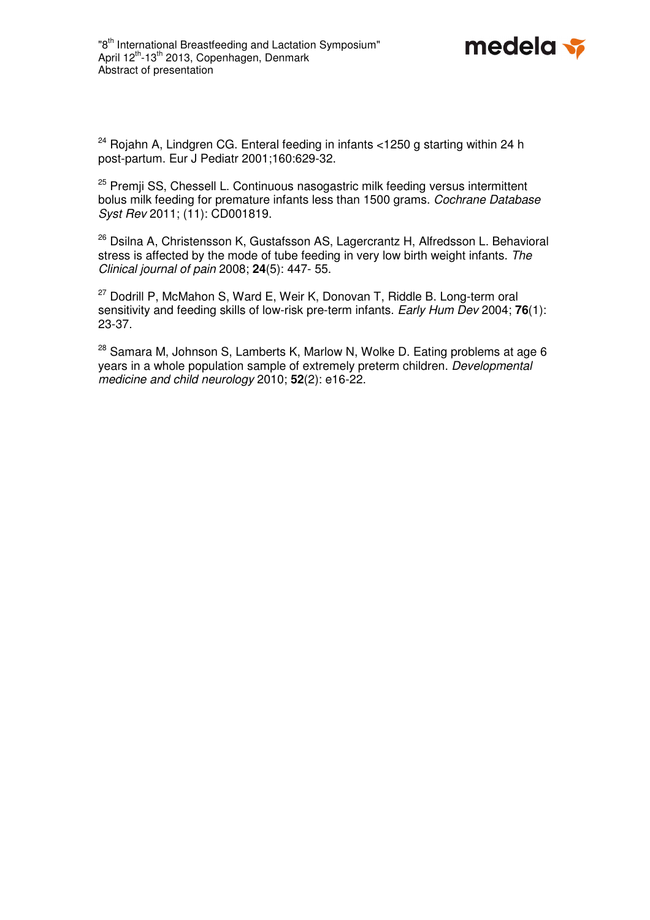[24] Rojahn A, Lindgren CG. Enteral feeding in infants <1250 g starting within 24 h post-partum. Eur J Pediatr 2001;160:629-32.

[25] Premji SS, Chessell L. Continuous nasogastric milk feeding versus intermittent bolus milk feeding for premature infants less than 1500 grams. *Cochrane Database Syst Rev* 2011; (11): CD001819.

[26] Dsilna A, Christensson K, Gustafsson AS, Lagercrantz H, Alfredsson L. Behavioral stress is affected by the mode of tube feeding in very low birth weight infants. *The Clinical journal of pain* 2008; **24**(5): 447- 55.

[27] Dodrill P, McMahon S, Ward E, Weir K, Donovan T, Riddle B. Long-term oral sensitivity and feeding skills of low-risk pre-term infants. *Early Hum Dev* 2004; **76**(1): 23-37.

[28] Samara M, Johnson S, Lamberts K, Marlow N, Wolke D. Eating problems at age 6 years in a whole population sample of extremely preterm children. *Developmental medicine and child neurology* 2010; **52**(2): e16-22.